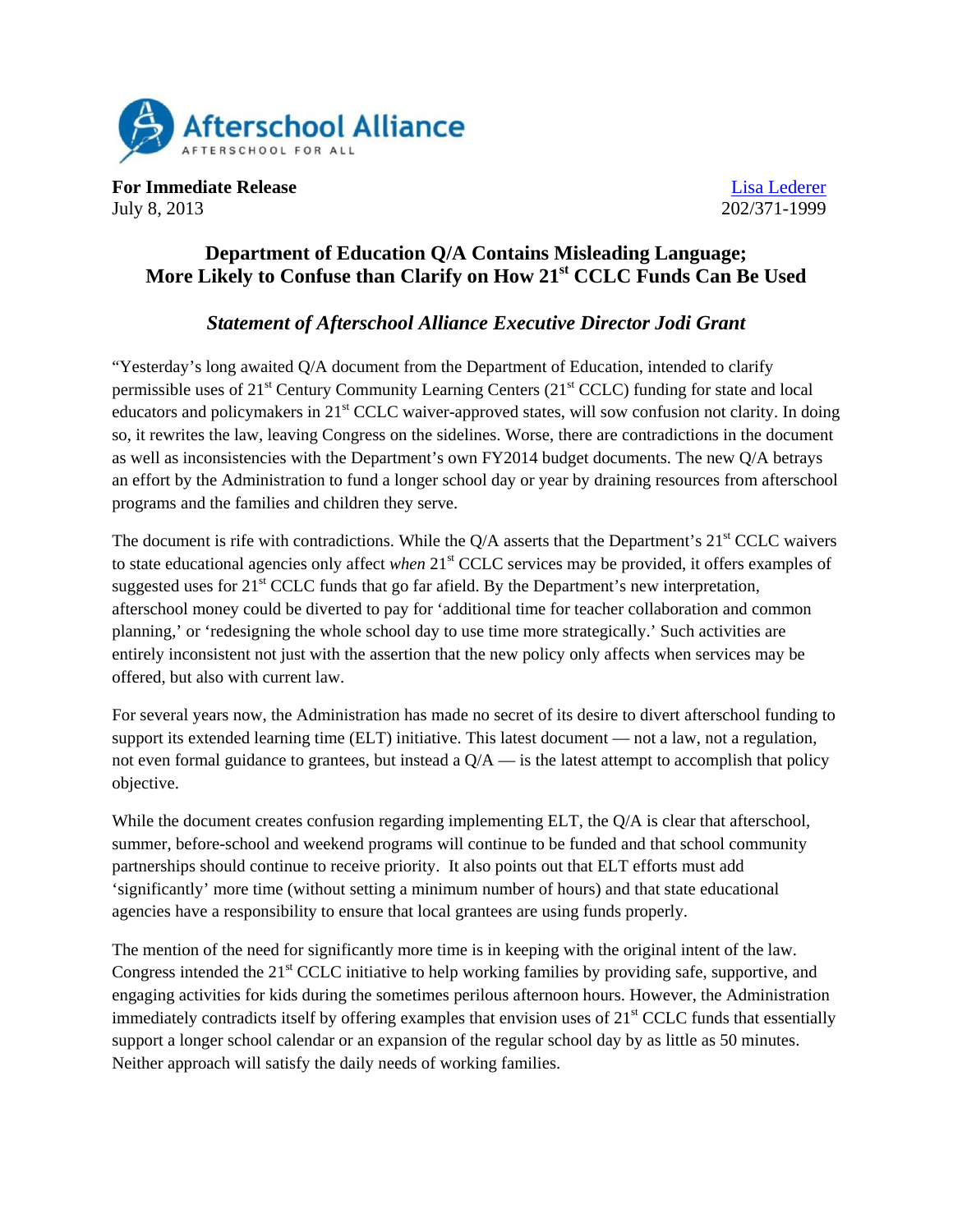Afterschool Alliance
AFTERSCHOOL FOR ALL

**For Immediate Release**
July 8, 2013

Lisa Lederer
202/371-1999

# Department of Education Q/A Contains Misleading Language; More Likely to Confuse than Clarify on How 21st CCLC Funds Can Be Used

### *Statement of Afterschool Alliance Executive Director Jodi Grant*

"Yesterday's long awaited Q/A document from the Department of Education, intended to clarify permissible uses of 21st Century Community Learning Centers (21st CCLC) funding for state and local educators and policymakers in 21st CCLC waiver-approved states, will sow confusion not clarity. In doing so, it rewrites the law, leaving Congress on the sidelines. Worse, there are contradictions in the document as well as inconsistencies with the Department's own FY2014 budget documents. The new Q/A betrays an effort by the Administration to fund a longer school day or year by draining resources from afterschool programs and the families and children they serve.

The document is rife with contradictions. While the Q/A asserts that the Department's 21st CCLC waivers to state educational agencies only affect *when* 21st CCLC services may be provided, it offers examples of suggested uses for 21st CCLC funds that go far afield. By the Department's new interpretation, afterschool money could be diverted to pay for 'additional time for teacher collaboration and common planning,' or 'redesigning the whole school day to use time more strategically.' Such activities are entirely inconsistent not just with the assertion that the new policy only affects when services may be offered, but also with current law.

For several years now, the Administration has made no secret of its desire to divert afterschool funding to support its extended learning time (ELT) initiative. This latest document — not a law, not a regulation, not even formal guidance to grantees, but instead a Q/A — is the latest attempt to accomplish that policy objective.

While the document creates confusion regarding implementing ELT, the Q/A is clear that afterschool, summer, before-school and weekend programs will continue to be funded and that school community partnerships should continue to receive priority. It also points out that ELT efforts must add 'significantly' more time (without setting a minimum number of hours) and that state educational agencies have a responsibility to ensure that local grantees are using funds properly.

The mention of the need for significantly more time is in keeping with the original intent of the law. Congress intended the 21st CCLC initiative to help working families by providing safe, supportive, and engaging activities for kids during the sometimes perilous afternoon hours. However, the Administration immediately contradicts itself by offering examples that envision uses of 21st CCLC funds that essentially support a longer school calendar or an expansion of the regular school day by as little as 50 minutes. Neither approach will satisfy the daily needs of working families.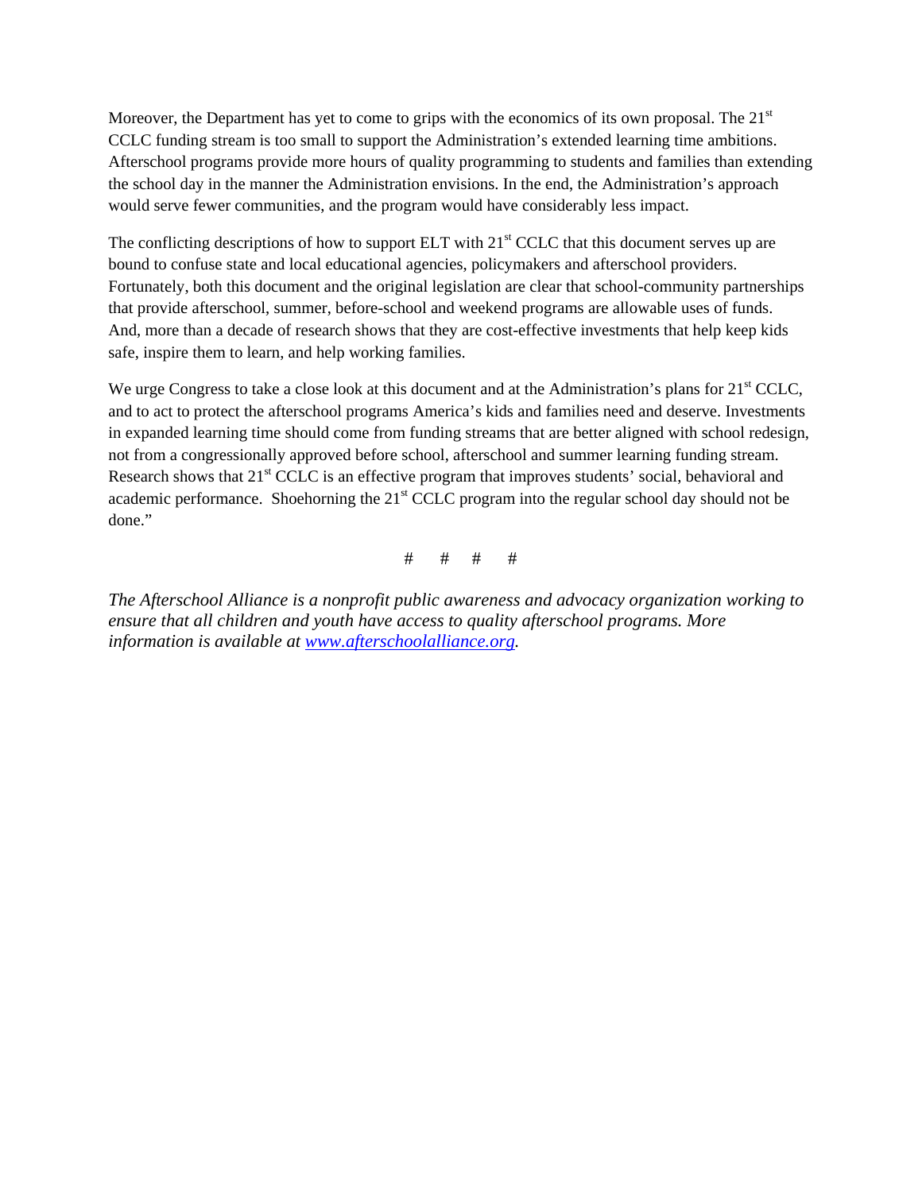Moreover, the Department has yet to come to grips with the economics of its own proposal. The 21st CCLC funding stream is too small to support the Administration's extended learning time ambitions. Afterschool programs provide more hours of quality programming to students and families than extending the school day in the manner the Administration envisions. In the end, the Administration's approach would serve fewer communities, and the program would have considerably less impact.

The conflicting descriptions of how to support ELT with 21st CCLC that this document serves up are bound to confuse state and local educational agencies, policymakers and afterschool providers. Fortunately, both this document and the original legislation are clear that school-community partnerships that provide afterschool, summer, before-school and weekend programs are allowable uses of funds. And, more than a decade of research shows that they are cost-effective investments that help keep kids safe, inspire them to learn, and help working families.

We urge Congress to take a close look at this document and at the Administration's plans for 21st CCLC, and to act to protect the afterschool programs America's kids and families need and deserve. Investments in expanded learning time should come from funding streams that are better aligned with school redesign, not from a congressionally approved before school, afterschool and summer learning funding stream. Research shows that 21st CCLC is an effective program that improves students' social, behavioral and academic performance. Shoehorning the 21st CCLC program into the regular school day should not be done."

# # # #

*The Afterschool Alliance is a nonprofit public awareness and advocacy organization working to ensure that all children and youth have access to quality afterschool programs. More information is available at www.afterschoolalliance.org.*